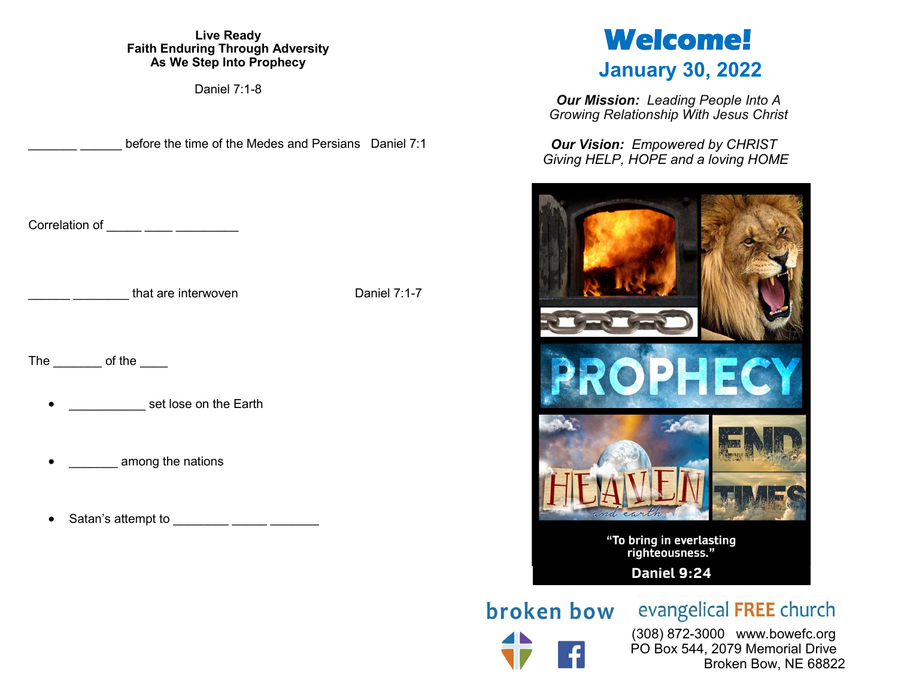**Live Ready**
**Faith Enduring Through Adversity**
**As We Step Into Prophecy**

Daniel 7:1-8

_______ ______ before the time of the Medes and Persians   Daniel 7:1

Correlation of _____ ____ _________

______ ________ that are interwoven   Daniel 7:1-7

The _______ of the ____

- ___________ set lose on the Earth
- _______ among the nations
- Satan's attempt to ________ _____ _______

# Welcome!

## January 30, 2022

***Our Mission:*** *Leading People Into A Growing Relationship With Jesus Christ*

***Our Vision:*** *Empowered by CHRIST Giving HELP, HOPE and a loving HOME*

PROPHECY

HEAVEN and earth

END TIMES

"To bring in everlasting righteousness."

Daniel 9:24

broken bow evangelical FREE church

(308) 872-3000   www.bowefc.org
PO Box 544, 2079 Memorial Drive
Broken Bow, NE 68822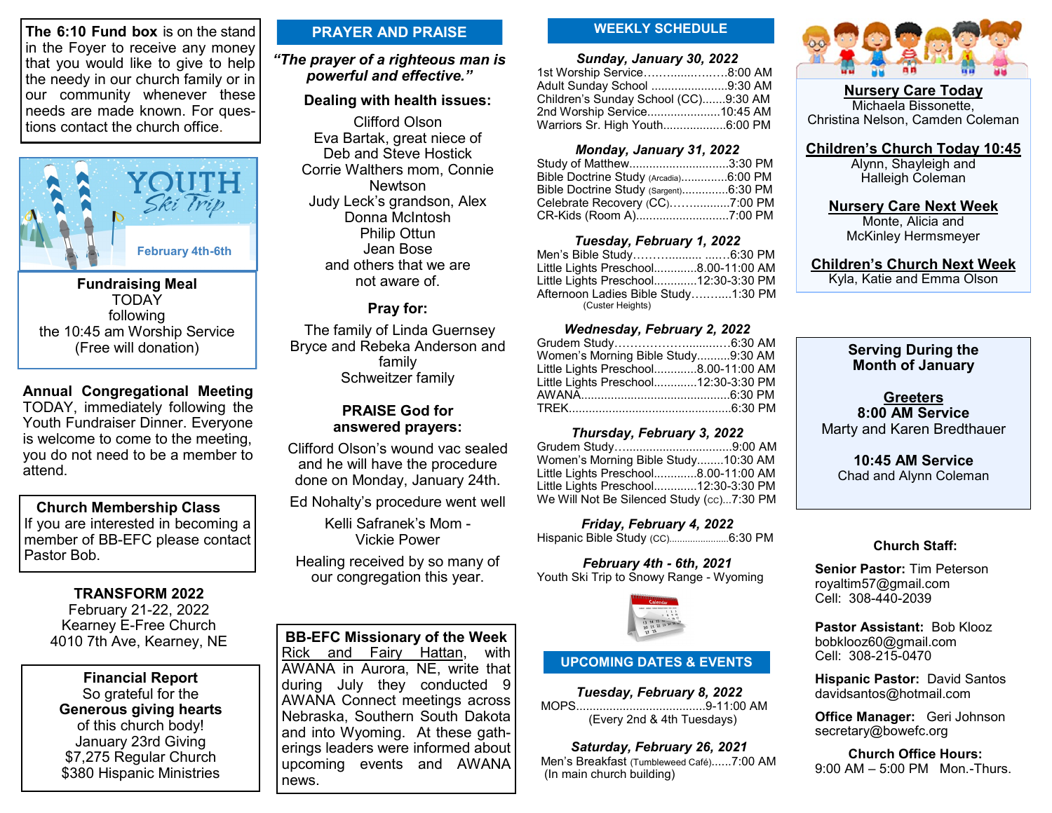**The 6:10 Fund box** is on the stand in the Foyer to receive any money that you would like to give to help the needy in our church family or in our community whenever these needs are made known. For questions contact the church office.

YOUTH Ski Trip

February 4th-6th

**Fundraising Meal**
TODAY
following
the 10:45 am Worship Service
(Free will donation)

**Annual Congregational Meeting** TODAY, immediately following the Youth Fundraiser Dinner. Everyone is welcome to come to the meeting, you do not need to be a member to attend.

**Church Membership Class**
If you are interested in becoming a member of BB-EFC please contact Pastor Bob.

**TRANSFORM 2022**
February 21-22, 2022
Kearney E-Free Church
4010 7th Ave, Kearney, NE

**Financial Report**
So grateful for the
**Generous giving hearts**
of this church body!
January 23rd Giving
$7,275 Regular Church
$380 Hispanic Ministries

## PRAYER AND PRAISE

***"The prayer of a righteous man is powerful and effective."***

**Dealing with health issues:**

Clifford Olson
Eva Bartak, great niece of Deb and Steve Hostick
Corrie Walthers mom, Connie Newtson
Judy Leck's grandson, Alex
Donna McIntosh
Philip Ottun
Jean Bose
and others that we are not aware of.

**Pray for:**

The family of Linda Guernsey
Bryce and Rebeka Anderson and family
Schweitzer family

**PRAISE God for answered prayers:**

Clifford Olson's wound vac sealed and he will have the procedure done on Monday, January 24th.

Ed Nohalty's procedure went well

Kelli Safranek's Mom - Vickie Power

Healing received by so many of our congregation this year.

**BB-EFC Missionary of the Week**
Rick and Fairy Hattan, with AWANA in Aurora, NE, write that during July they conducted 9 AWANA Connect meetings across Nebraska, Southern South Dakota and into Wyoming. At these gatherings leaders were informed about upcoming events and AWANA news.

## WEEKLY SCHEDULE

***Sunday, January 30, 2022***
1st Worship Service……..........…….8:00 AM
Adult Sunday School .......................9:30 AM
Children's Sunday School (CC).......9:30 AM
2nd Worship Service......................10:45 AM
Warriors Sr. High Youth...................6:00 PM

***Monday, January 31, 2022***
Study of Matthew.............................3:30 PM
Bible Doctrine Study (Arcadia).............6:00 PM
Bible Doctrine Study (Sargent).............6:30 PM
Celebrate Recovery (CC)………..........7:00 PM
CR-Kids (Room A)...........................7:00 PM

***Tuesday, February 1, 2022***
Men's Bible Study……........ .......6:30 PM
Little Lights Preschool.............8.00-11:00 AM
Little Lights Preschool.............12:30-3:30 PM
Afternoon Ladies Bible Study………..1:30 PM
(Custer Heights)

***Wednesday, February 2, 2022***
Grudem Study……………….............6:30 AM
Women's Morning Bible Study..........9:30 AM
Little Lights Preschool.............8.00-11:00 AM
Little Lights Preschool.............12:30-3:30 PM
AWANA............................................6:30 PM
TREK................................................6:30 PM

***Thursday, February 3, 2022***
Grudem Study….................................9:00 AM
Women's Morning Bible Study........10:30 AM
Little Lights Preschool.............8.00-11:00 AM
Little Lights Preschool.............12:30-3:30 PM
We Will Not Be Silenced Study (CC)...7:30 PM

***Friday, February 4, 2022***
Hispanic Bible Study (CC)......................6:30 PM

***February 4th - 6th, 2021***
Youth Ski Trip to Snowy Range - Wyoming

## UPCOMING DATES & EVENTS

***Tuesday, February 8, 2022***
MOPS.......................................9-11:00 AM
(Every 2nd & 4th Tuesdays)

***Saturday, February 26, 2021***
Men's Breakfast (Tumbleweed Café)......7:00 AM
(In main church building)

**Nursery Care Today**
Michaela Bissonette, Christina Nelson, Camden Coleman

**Children's Church Today 10:45**
Alynn, Shayleigh and Halleigh Coleman

**Nursery Care Next Week**
Monte, Alicia and McKinley Hermsmeyer

**Children's Church Next Week**
Kyla, Katie and Emma Olson

**Serving During the Month of January**

**Greeters**
**8:00 AM Service**
Marty and Karen Bredthauer

**10:45 AM Service**
Chad and Alynn Coleman

**Church Staff:**

**Senior Pastor:** Tim Peterson
royaltim57@gmail.com
Cell: 308-440-2039

**Pastor Assistant:** Bob Klooz
bobklooz60@gmail.com
Cell: 308-215-0470

**Hispanic Pastor:** David Santos
davidsantos@hotmail.com

**Office Manager:** Geri Johnson
secretary@bowefc.org

**Church Office Hours:**
9:00 AM – 5:00 PM Mon.-Thurs.